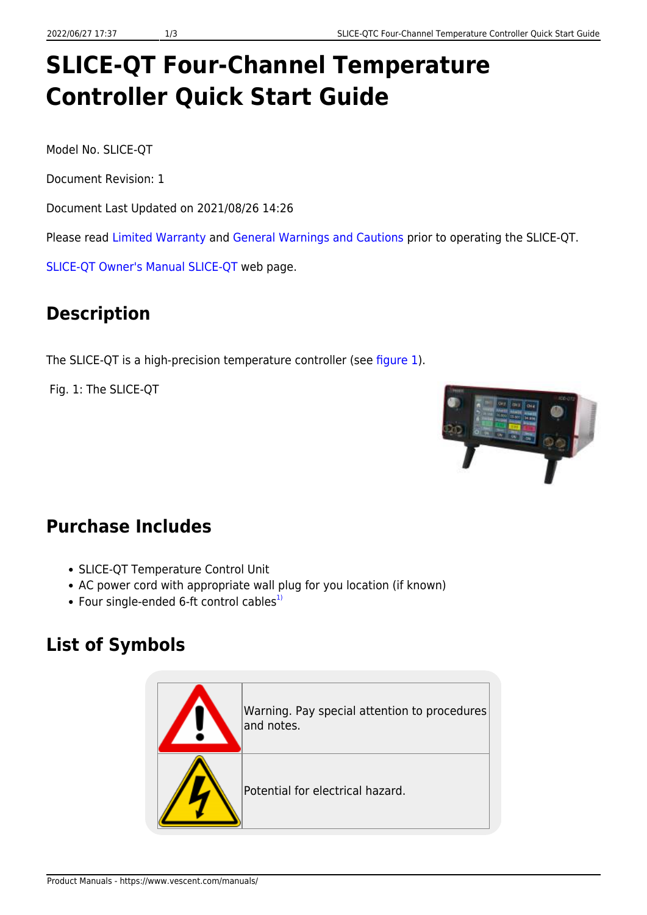# SLICE-QT Four-Channel Temperature Controller Quick Start Guide

Model No. SLICE-QT

Document Revision: 1

Document Last Updated on 2021/08/26 14:26

Please read Limited Warranty and General Warnings and Cautions prior to operating the SLICE-QT.

SLICE-QT Owner's Manual SLICE-QT web page.

## Description

The SLICE-QT is a high-precision temperature controller (see figure 1).

Fig. 1: The SLICE-QT

## Purchase Includes

- SLICE-QT Temperature Control Unit
- AC power cord with appropriate wall plug for you location (if known)
- Four single-ended 6-ft control cables[1)]

## List of Symbols

| Symbol | Description |
|---|---|
| | Warning. Pay special attention to procedures and notes. |
| | Potential for electrical hazard. |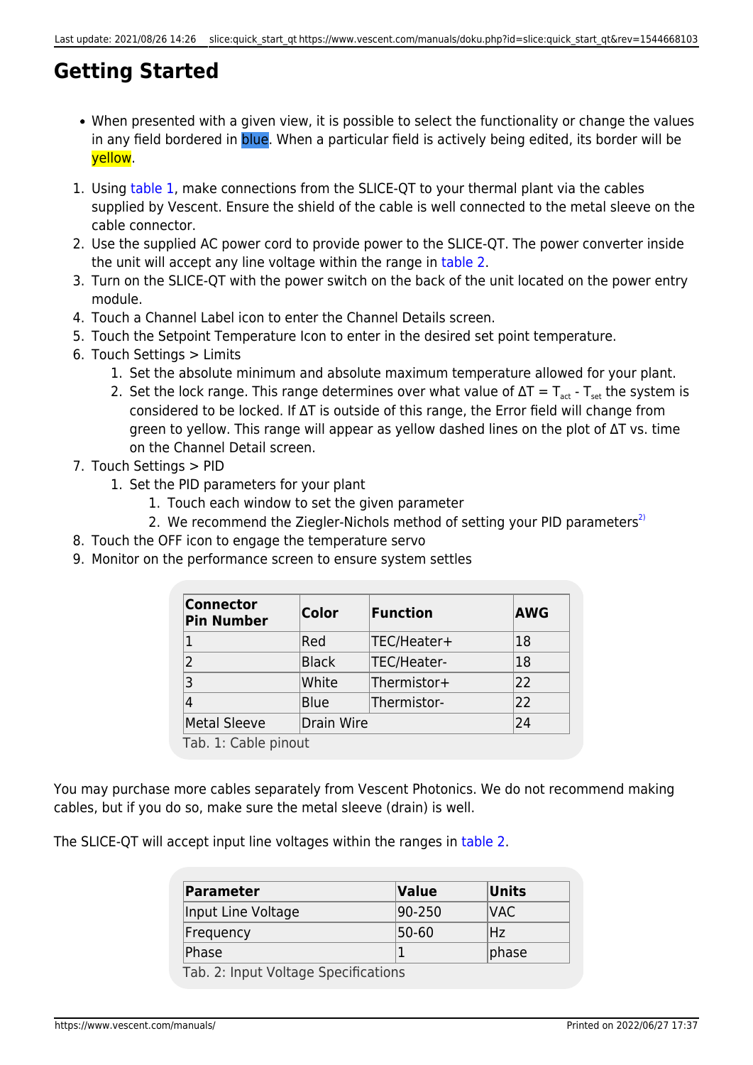# Getting Started

- When presented with a given view, it is possible to select the functionality or change the values in any field bordered in blue. When a particular field is actively being edited, its border will be yellow.

1. Using table 1, make connections from the SLICE-QT to your thermal plant via the cables supplied by Vescent. Ensure the shield of the cable is well connected to the metal sleeve on the cable connector.
2. Use the supplied AC power cord to provide power to the SLICE-QT. The power converter inside the unit will accept any line voltage within the range in table 2.
3. Turn on the SLICE-QT with the power switch on the back of the unit located on the power entry module.
4. Touch a Channel Label icon to enter the Channel Details screen.
5. Touch the Setpoint Temperature Icon to enter in the desired set point temperature.
6. Touch Settings > Limits
   1. Set the absolute minimum and absolute maximum temperature allowed for your plant.
   2. Set the lock range. This range determines over what value of $\Delta T = T_{act} - T_{set}$ the system is considered to be locked. If $\Delta T$ is outside of this range, the Error field will change from green to yellow. This range will appear as yellow dashed lines on the plot of $\Delta T$ vs. time on the Channel Detail screen.
7. Touch Settings > PID
   1. Set the PID parameters for your plant
      1. Touch each window to set the given parameter
      2. We recommend the Ziegler-Nichols method of setting your PID parameters[2)]
8. Touch the OFF icon to engage the temperature servo
9. Monitor on the performance screen to ensure system settles

| Connector Pin Number | Color | Function | AWG |
|---|---|---|---|
| 1 | Red | TEC/Heater+ | 18 |
| 2 | Black | TEC/Heater- | 18 |
| 3 | White | Thermistor+ | 22 |
| 4 | Blue | Thermistor- | 22 |
| Metal Sleeve | Drain Wire | | 24 |

Tab. 1: Cable pinout

You may purchase more cables separately from Vescent Photonics. We do not recommend making cables, but if you do so, make sure the metal sleeve (drain) is well.

The SLICE-QT will accept input line voltages within the ranges in table 2.

| Parameter | Value | Units |
|---|---|---|
| Input Line Voltage | 90-250 | VAC |
| Frequency | 50-60 | Hz |
| Phase | 1 | phase |

Tab. 2: Input Voltage Specifications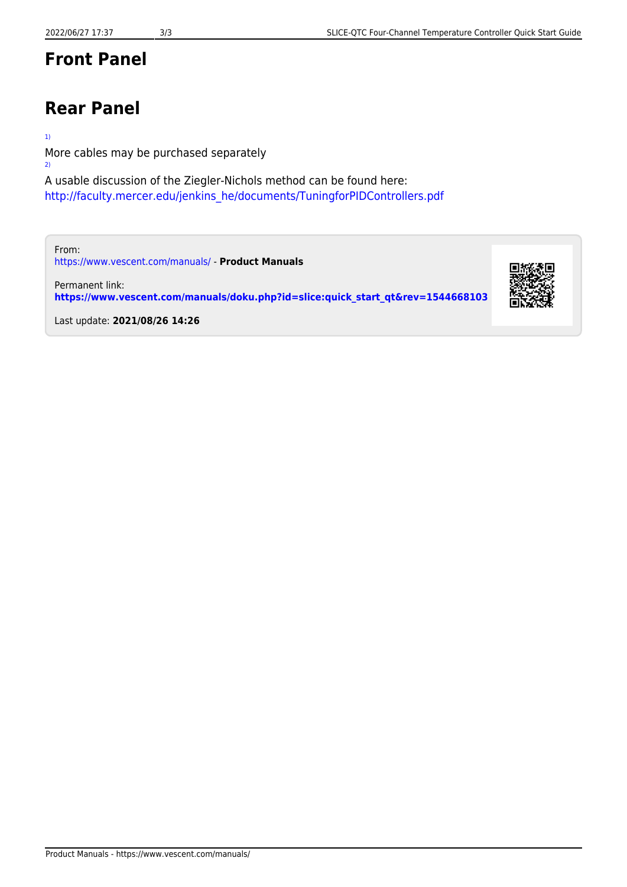# Front Panel

# Rear Panel

[1] More cables may be purchased separately

[2] A usable discussion of the Ziegler-Nichols method can be found here: http://faculty.mercer.edu/jenkins_he/documents/TuningforPIDControllers.pdf

From:
https://www.vescent.com/manuals/ - **Product Manuals**

Permanent link:
**https://www.vescent.com/manuals/doku.php?id=slice:quick_start_qt&rev=1544668103**

Last update: **2021/08/26 14:26**